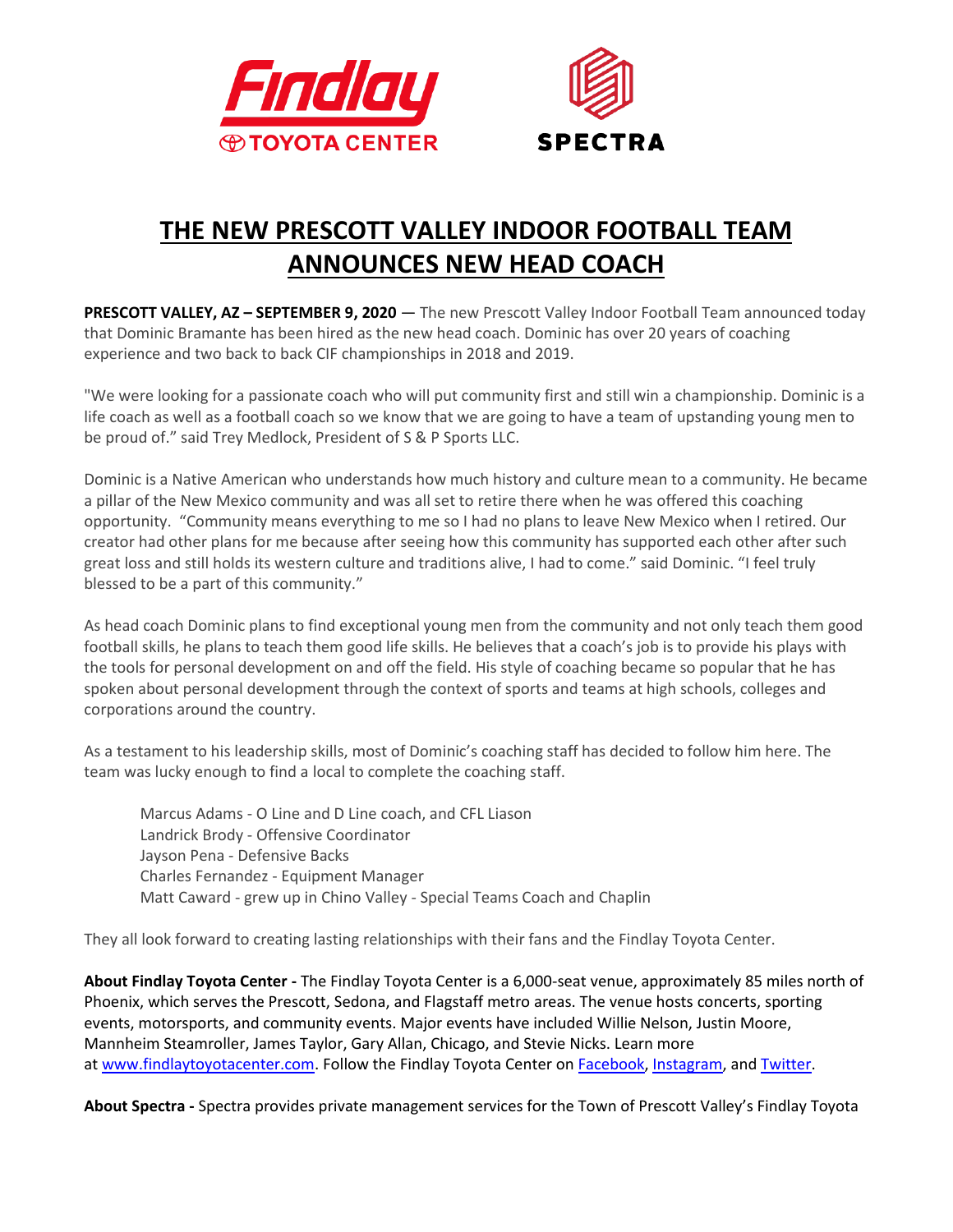# THE NEW PRESCOTT VALLEY INDOOR FOOTBALL TEAM ANNOUNCES NEW HEAD COACH

**PRESCOTT VALLEY, AZ – SEPTEMBER 9, 2020** — The new Prescott Valley Indoor Football Team announced today that Dominic Bramante has been hired as the new head coach. Dominic has over 20 years of coaching experience and two back to back CIF championships in 2018 and 2019.

"We were looking for a passionate coach who will put community first and still win a championship. Dominic is a life coach as well as a football coach so we know that we are going to have a team of upstanding young men to be proud of." said Trey Medlock, President of S & P Sports LLC.

Dominic is a Native American who understands how much history and culture mean to a community. He became a pillar of the New Mexico community and was all set to retire there when he was offered this coaching opportunity. "Community means everything to me so I had no plans to leave New Mexico when I retired. Our creator had other plans for me because after seeing how this community has supported each other after such great loss and still holds its western culture and traditions alive, I had to come." said Dominic. "I feel truly blessed to be a part of this community."

As head coach Dominic plans to find exceptional young men from the community and not only teach them good football skills, he plans to teach them good life skills. He believes that a coach's job is to provide his plays with the tools for personal development on and off the field. His style of coaching became so popular that he has spoken about personal development through the context of sports and teams at high schools, colleges and corporations around the country.

As a testament to his leadership skills, most of Dominic's coaching staff has decided to follow him here. The team was lucky enough to find a local to complete the coaching staff.

Marcus Adams - O Line and D Line coach, and CFL Liason
Landrick Brody - Offensive Coordinator
Jayson Pena - Defensive Backs
Charles Fernandez - Equipment Manager
Matt Caward - grew up in Chino Valley - Special Teams Coach and Chaplin

They all look forward to creating lasting relationships with their fans and the Findlay Toyota Center.

**About Findlay Toyota Center -** The Findlay Toyota Center is a 6,000-seat venue, approximately 85 miles north of Phoenix, which serves the Prescott, Sedona, and Flagstaff metro areas. The venue hosts concerts, sporting events, motorsports, and community events. Major events have included Willie Nelson, Justin Moore, Mannheim Steamroller, James Taylor, Gary Allan, Chicago, and Stevie Nicks. Learn more at www.findlaytoyotacenter.com. Follow the Findlay Toyota Center on Facebook, Instagram, and Twitter.

**About Spectra -** Spectra provides private management services for the Town of Prescott Valley's Findlay Toyota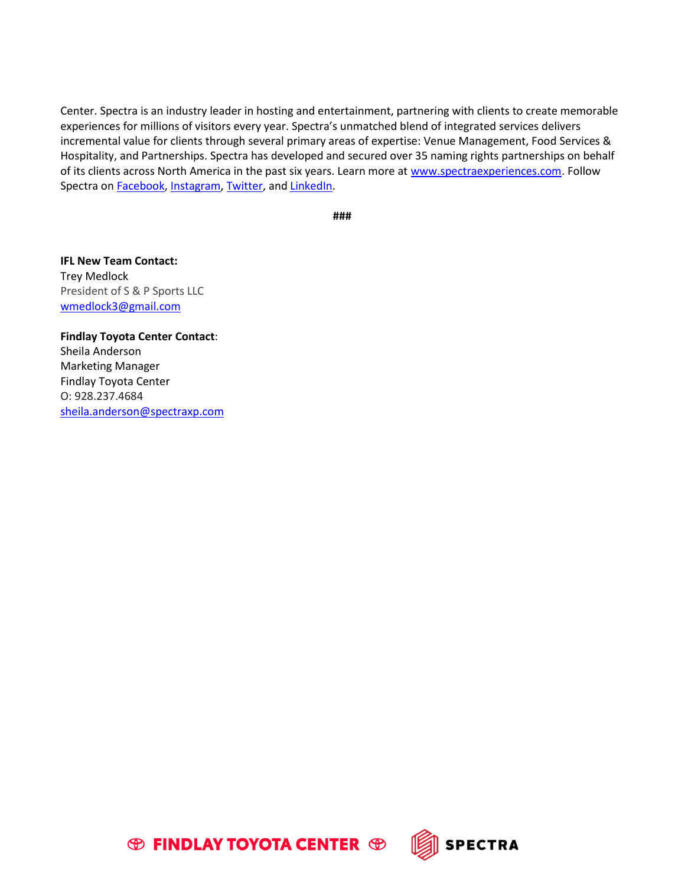Center. Spectra is an industry leader in hosting and entertainment, partnering with clients to create memorable experiences for millions of visitors every year. Spectra's unmatched blend of integrated services delivers incremental value for clients through several primary areas of expertise: Venue Management, Food Services & Hospitality, and Partnerships. Spectra has developed and secured over 35 naming rights partnerships on behalf of its clients across North America in the past six years. Learn more at [www.spectraexperiences.com](http://www.spectraexperiences.com). Follow Spectra on Facebook, Instagram, Twitter, and LinkedIn.

###

**IFL New Team Contact:**
Trey Medlock
President of S & P Sports LLC
wmedlock3@gmail.com

**Findlay Toyota Center Contact**:
Sheila Anderson
Marketing Manager
Findlay Toyota Center
O: 928.237.4684
sheila.anderson@spectraxp.com

FINDLAY TOYOTA CENTER    SPECTRA